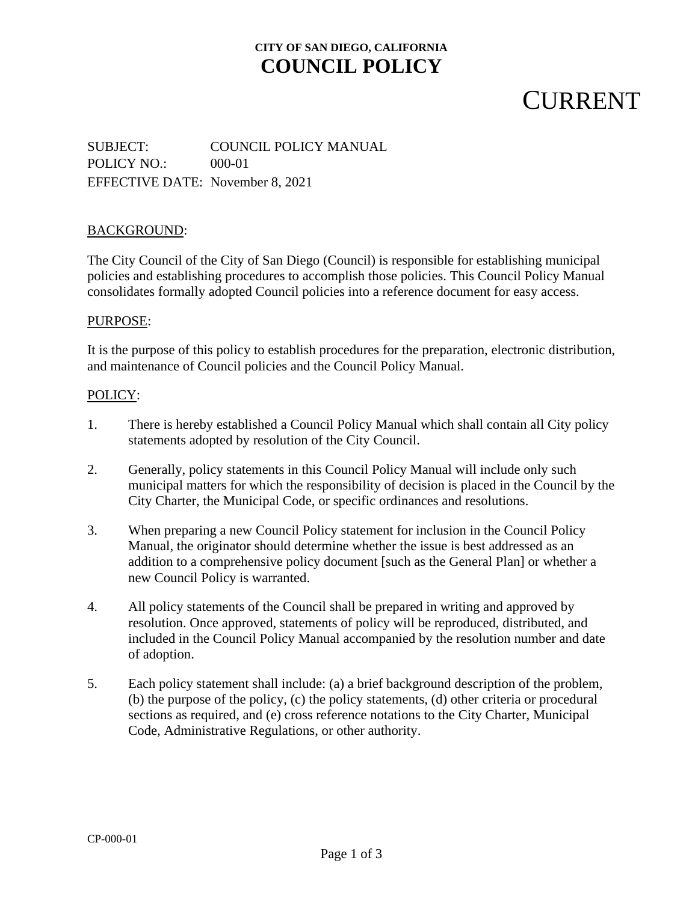**CITY OF SAN DIEGO, CALIFORNIA**

# COUNCIL POLICY

CURRENT

SUBJECT: COUNCIL POLICY MANUAL
POLICY NO.: 000-01
EFFECTIVE DATE: November 8, 2021

## BACKGROUND:

The City Council of the City of San Diego (Council) is responsible for establishing municipal policies and establishing procedures to accomplish those policies. This Council Policy Manual consolidates formally adopted Council policies into a reference document for easy access.

## PURPOSE:

It is the purpose of this policy to establish procedures for the preparation, electronic distribution, and maintenance of Council policies and the Council Policy Manual.

## POLICY:

1. There is hereby established a Council Policy Manual which shall contain all City policy statements adopted by resolution of the City Council.

2. Generally, policy statements in this Council Policy Manual will include only such municipal matters for which the responsibility of decision is placed in the Council by the City Charter, the Municipal Code, or specific ordinances and resolutions.

3. When preparing a new Council Policy statement for inclusion in the Council Policy Manual, the originator should determine whether the issue is best addressed as an addition to a comprehensive policy document [such as the General Plan] or whether a new Council Policy is warranted.

4. All policy statements of the Council shall be prepared in writing and approved by resolution. Once approved, statements of policy will be reproduced, distributed, and included in the Council Policy Manual accompanied by the resolution number and date of adoption.

5. Each policy statement shall include: (a) a brief background description of the problem, (b) the purpose of the policy, (c) the policy statements, (d) other criteria or procedural sections as required, and (e) cross reference notations to the City Charter, Municipal Code, Administrative Regulations, or other authority.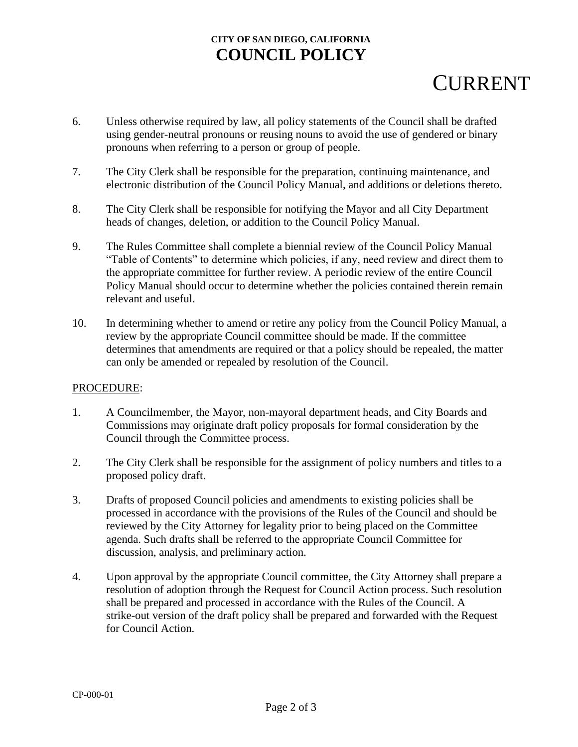6. Unless otherwise required by law, all policy statements of the Council shall be drafted using gender-neutral pronouns or reusing nouns to avoid the use of gendered or binary pronouns when referring to a person or group of people.

7. The City Clerk shall be responsible for the preparation, continuing maintenance, and electronic distribution of the Council Policy Manual, and additions or deletions thereto.

8. The City Clerk shall be responsible for notifying the Mayor and all City Department heads of changes, deletion, or addition to the Council Policy Manual.

9. The Rules Committee shall complete a biennial review of the Council Policy Manual "Table of Contents" to determine which policies, if any, need review and direct them to the appropriate committee for further review. A periodic review of the entire Council Policy Manual should occur to determine whether the policies contained therein remain relevant and useful.

10. In determining whether to amend or retire any policy from the Council Policy Manual, a review by the appropriate Council committee should be made. If the committee determines that amendments are required or that a policy should be repealed, the matter can only be amended or repealed by resolution of the Council.

PROCEDURE:

1. A Councilmember, the Mayor, non-mayoral department heads, and City Boards and Commissions may originate draft policy proposals for formal consideration by the Council through the Committee process.

2. The City Clerk shall be responsible for the assignment of policy numbers and titles to a proposed policy draft.

3. Drafts of proposed Council policies and amendments to existing policies shall be processed in accordance with the provisions of the Rules of the Council and should be reviewed by the City Attorney for legality prior to being placed on the Committee agenda. Such drafts shall be referred to the appropriate Council Committee for discussion, analysis, and preliminary action.

4. Upon approval by the appropriate Council committee, the City Attorney shall prepare a resolution of adoption through the Request for Council Action process. Such resolution shall be prepared and processed in accordance with the Rules of the Council. A strike-out version of the draft policy shall be prepared and forwarded with the Request for Council Action.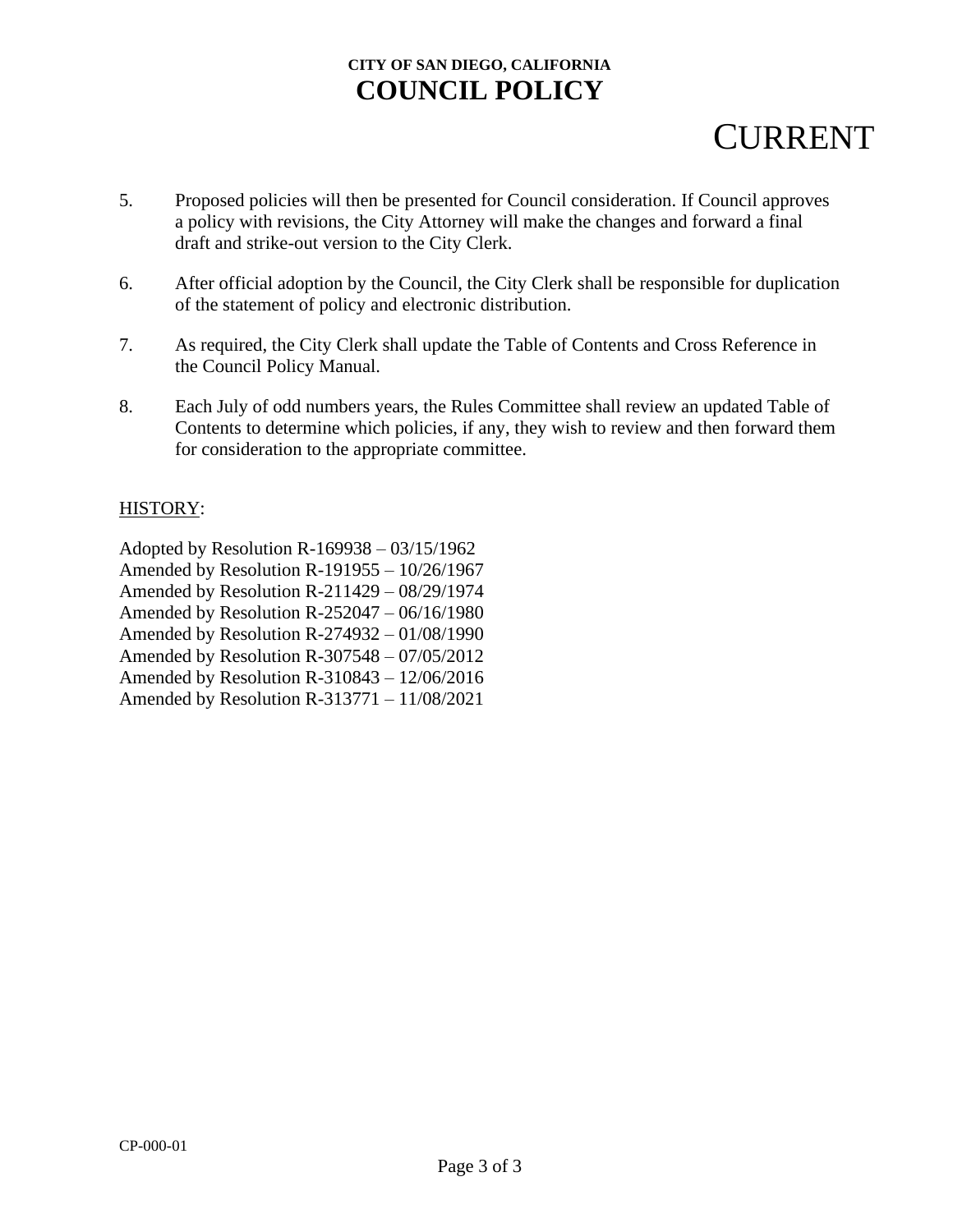5. Proposed policies will then be presented for Council consideration. If Council approves a policy with revisions, the City Attorney will make the changes and forward a final draft and strike-out version to the City Clerk.

6. After official adoption by the Council, the City Clerk shall be responsible for duplication of the statement of policy and electronic distribution.

7. As required, the City Clerk shall update the Table of Contents and Cross Reference in the Council Policy Manual.

8. Each July of odd numbers years, the Rules Committee shall review an updated Table of Contents to determine which policies, if any, they wish to review and then forward them for consideration to the appropriate committee.

HISTORY:

Adopted by Resolution R-169938 – 03/15/1962
Amended by Resolution R-191955 – 10/26/1967
Amended by Resolution R-211429 – 08/29/1974
Amended by Resolution R-252047 – 06/16/1980
Amended by Resolution R-274932 – 01/08/1990
Amended by Resolution R-307548 – 07/05/2012
Amended by Resolution R-310843 – 12/06/2016
Amended by Resolution R-313771 – 11/08/2021